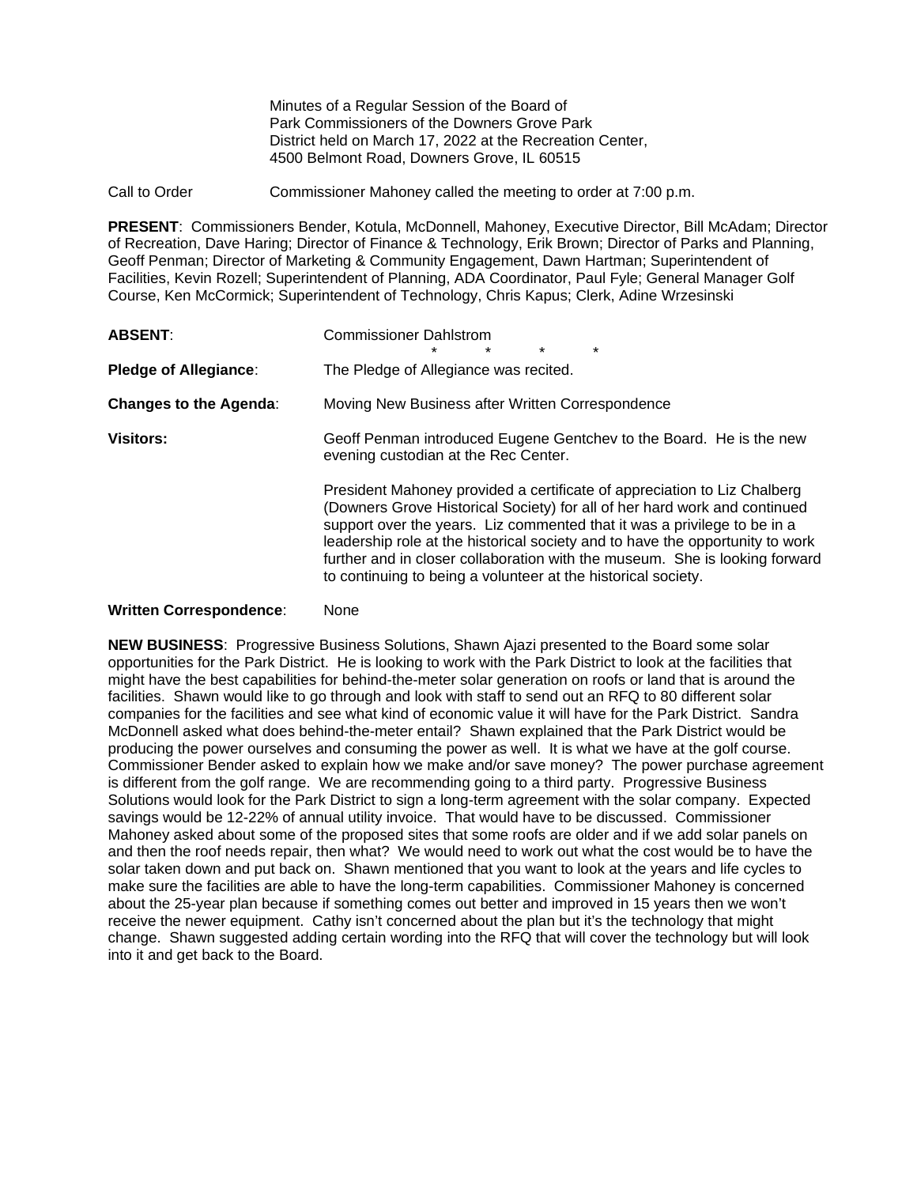Minutes of a Regular Session of the Board of
Park Commissioners of the Downers Grove Park
District held on March 17, 2022 at the Recreation Center,
4500 Belmont Road, Downers Grove, IL 60515

Call to Order Commissioner Mahoney called the meeting to order at 7:00 p.m.

**PRESENT**: Commissioners Bender, Kotula, McDonnell, Mahoney, Executive Director, Bill McAdam; Director of Recreation, Dave Haring; Director of Finance & Technology, Erik Brown; Director of Parks and Planning, Geoff Penman; Director of Marketing & Community Engagement, Dawn Hartman; Superintendent of Facilities, Kevin Rozell; Superintendent of Planning, ADA Coordinator, Paul Fyle; General Manager Golf Course, Ken McCormick; Superintendent of Technology, Chris Kapus; Clerk, Adine Wrzesinski

**ABSENT**: Commissioner Dahlstrom

\* \* \* \*

**Pledge of Allegiance**: The Pledge of Allegiance was recited.

**Changes to the Agenda**: Moving New Business after Written Correspondence

**Visitors:** Geoff Penman introduced Eugene Gentchev to the Board. He is the new evening custodian at the Rec Center.

President Mahoney provided a certificate of appreciation to Liz Chalberg (Downers Grove Historical Society) for all of her hard work and continued support over the years. Liz commented that it was a privilege to be in a leadership role at the historical society and to have the opportunity to work further and in closer collaboration with the museum. She is looking forward to continuing to being a volunteer at the historical society.

**Written Correspondence**: None

**NEW BUSINESS**: Progressive Business Solutions, Shawn Ajazi presented to the Board some solar opportunities for the Park District. He is looking to work with the Park District to look at the facilities that might have the best capabilities for behind-the-meter solar generation on roofs or land that is around the facilities. Shawn would like to go through and look with staff to send out an RFQ to 80 different solar companies for the facilities and see what kind of economic value it will have for the Park District. Sandra McDonnell asked what does behind-the-meter entail? Shawn explained that the Park District would be producing the power ourselves and consuming the power as well. It is what we have at the golf course. Commissioner Bender asked to explain how we make and/or save money? The power purchase agreement is different from the golf range. We are recommending going to a third party. Progressive Business Solutions would look for the Park District to sign a long-term agreement with the solar company. Expected savings would be 12-22% of annual utility invoice. That would have to be discussed. Commissioner Mahoney asked about some of the proposed sites that some roofs are older and if we add solar panels on and then the roof needs repair, then what? We would need to work out what the cost would be to have the solar taken down and put back on. Shawn mentioned that you want to look at the years and life cycles to make sure the facilities are able to have the long-term capabilities. Commissioner Mahoney is concerned about the 25-year plan because if something comes out better and improved in 15 years then we won't receive the newer equipment. Cathy isn't concerned about the plan but it's the technology that might change. Shawn suggested adding certain wording into the RFQ that will cover the technology but will look into it and get back to the Board.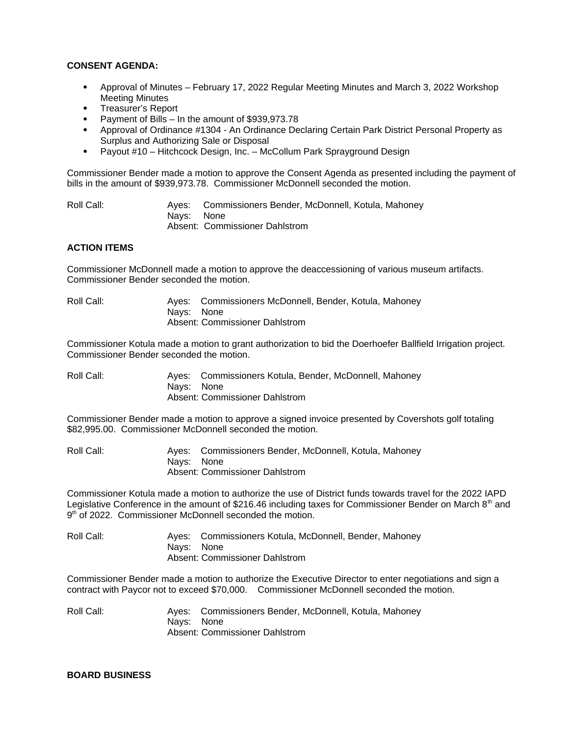**CONSENT AGENDA:**

- Approval of Minutes – February 17, 2022 Regular Meeting Minutes and March 3, 2022 Workshop Meeting Minutes
- Treasurer's Report
- Payment of Bills – In the amount of $939,973.78
- Approval of Ordinance #1304 - An Ordinance Declaring Certain Park District Personal Property as Surplus and Authorizing Sale or Disposal
- Payout #10 – Hitchcock Design, Inc. – McCollum Park Sprayground Design

Commissioner Bender made a motion to approve the Consent Agenda as presented including the payment of bills in the amount of $939,973.78. Commissioner McDonnell seconded the motion.

Roll Call: Ayes: Commissioners Bender, McDonnell, Kotula, Mahoney
Nays: None
Absent: Commissioner Dahlstrom

**ACTION ITEMS**

Commissioner McDonnell made a motion to approve the deaccessioning of various museum artifacts. Commissioner Bender seconded the motion.

Roll Call: Ayes: Commissioners McDonnell, Bender, Kotula, Mahoney
Nays: None
Absent: Commissioner Dahlstrom

Commissioner Kotula made a motion to grant authorization to bid the Doerhoefer Ballfield Irrigation project. Commissioner Bender seconded the motion.

Roll Call: Ayes: Commissioners Kotula, Bender, McDonnell, Mahoney
Nays: None
Absent: Commissioner Dahlstrom

Commissioner Bender made a motion to approve a signed invoice presented by Covershots golf totaling $82,995.00. Commissioner McDonnell seconded the motion.

Roll Call: Ayes: Commissioners Bender, McDonnell, Kotula, Mahoney
Nays: None
Absent: Commissioner Dahlstrom

Commissioner Kotula made a motion to authorize the use of District funds towards travel for the 2022 IAPD Legislative Conference in the amount of $216.46 including taxes for Commissioner Bender on March 8th and 9th of 2022. Commissioner McDonnell seconded the motion.

Roll Call: Ayes: Commissioners Kotula, McDonnell, Bender, Mahoney
Nays: None
Absent: Commissioner Dahlstrom

Commissioner Bender made a motion to authorize the Executive Director to enter negotiations and sign a contract with Paycor not to exceed $70,000. Commissioner McDonnell seconded the motion.

Roll Call: Ayes: Commissioners Bender, McDonnell, Kotula, Mahoney
Nays: None
Absent: Commissioner Dahlstrom

**BOARD BUSINESS**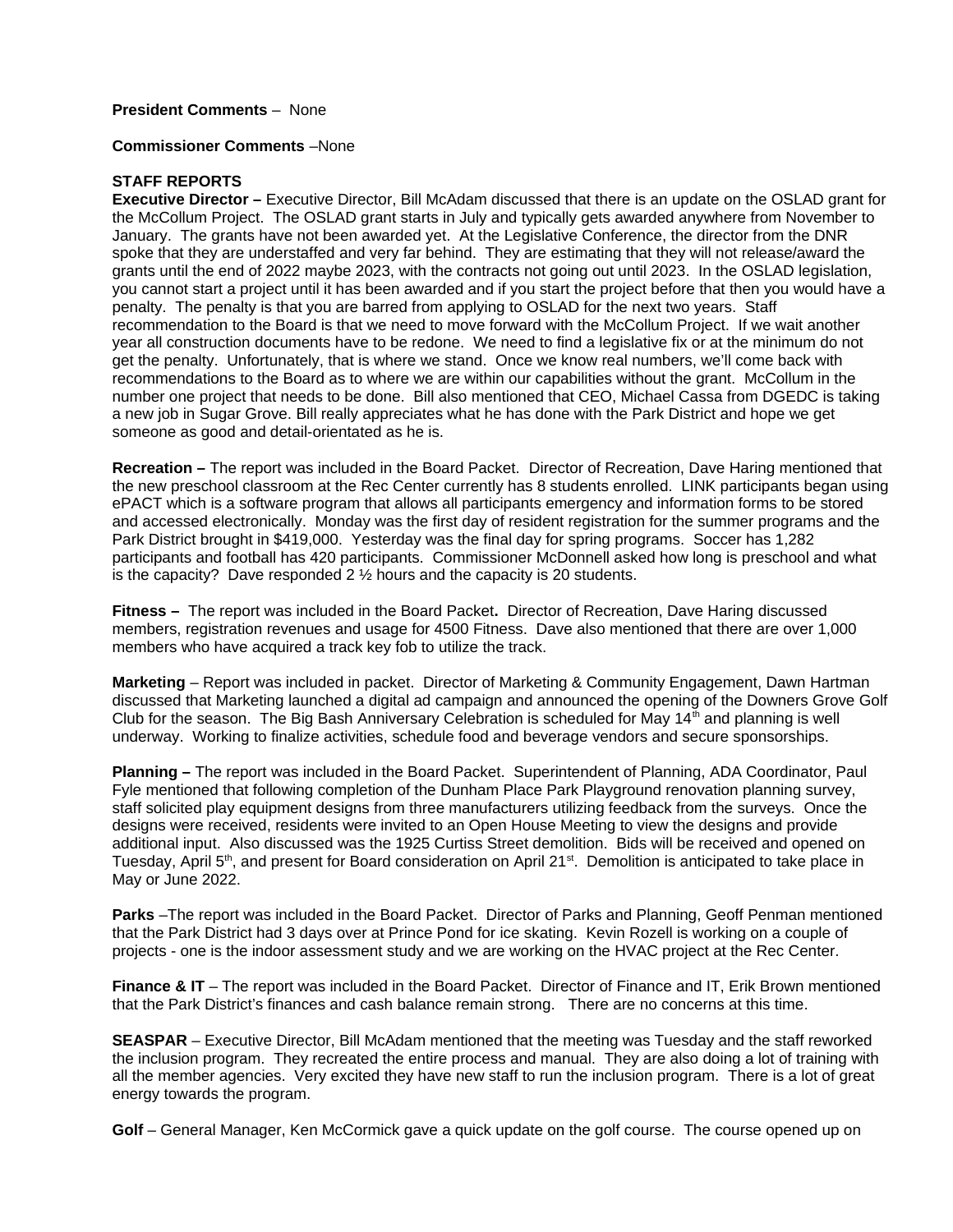**President Comments** – None

**Commissioner Comments** –None

**STAFF REPORTS**

**Executive Director –** Executive Director, Bill McAdam discussed that there is an update on the OSLAD grant for the McCollum Project. The OSLAD grant starts in July and typically gets awarded anywhere from November to January. The grants have not been awarded yet. At the Legislative Conference, the director from the DNR spoke that they are understaffed and very far behind. They are estimating that they will not release/award the grants until the end of 2022 maybe 2023, with the contracts not going out until 2023. In the OSLAD legislation, you cannot start a project until it has been awarded and if you start the project before that then you would have a penalty. The penalty is that you are barred from applying to OSLAD for the next two years. Staff recommendation to the Board is that we need to move forward with the McCollum Project. If we wait another year all construction documents have to be redone. We need to find a legislative fix or at the minimum do not get the penalty. Unfortunately, that is where we stand. Once we know real numbers, we'll come back with recommendations to the Board as to where we are within our capabilities without the grant. McCollum in the number one project that needs to be done. Bill also mentioned that CEO, Michael Cassa from DGEDC is taking a new job in Sugar Grove. Bill really appreciates what he has done with the Park District and hope we get someone as good and detail-orientated as he is.

**Recreation –** The report was included in the Board Packet. Director of Recreation, Dave Haring mentioned that the new preschool classroom at the Rec Center currently has 8 students enrolled. LINK participants began using ePACT which is a software program that allows all participants emergency and information forms to be stored and accessed electronically. Monday was the first day of resident registration for the summer programs and the Park District brought in $419,000. Yesterday was the final day for spring programs. Soccer has 1,282 participants and football has 420 participants. Commissioner McDonnell asked how long is preschool and what is the capacity? Dave responded 2 ½ hours and the capacity is 20 students.

**Fitness –** The report was included in the Board Packet**.** Director of Recreation, Dave Haring discussed members, registration revenues and usage for 4500 Fitness. Dave also mentioned that there are over 1,000 members who have acquired a track key fob to utilize the track.

**Marketing** – Report was included in packet. Director of Marketing & Community Engagement, Dawn Hartman discussed that Marketing launched a digital ad campaign and announced the opening of the Downers Grove Golf Club for the season. The Big Bash Anniversary Celebration is scheduled for May 14th and planning is well underway. Working to finalize activities, schedule food and beverage vendors and secure sponsorships.

**Planning –** The report was included in the Board Packet. Superintendent of Planning, ADA Coordinator, Paul Fyle mentioned that following completion of the Dunham Place Park Playground renovation planning survey, staff solicited play equipment designs from three manufacturers utilizing feedback from the surveys. Once the designs were received, residents were invited to an Open House Meeting to view the designs and provide additional input. Also discussed was the 1925 Curtiss Street demolition. Bids will be received and opened on Tuesday, April 5th, and present for Board consideration on April 21st. Demolition is anticipated to take place in May or June 2022.

**Parks** –The report was included in the Board Packet. Director of Parks and Planning, Geoff Penman mentioned that the Park District had 3 days over at Prince Pond for ice skating. Kevin Rozell is working on a couple of projects - one is the indoor assessment study and we are working on the HVAC project at the Rec Center.

**Finance & IT** – The report was included in the Board Packet. Director of Finance and IT, Erik Brown mentioned that the Park District's finances and cash balance remain strong. There are no concerns at this time.

**SEASPAR** – Executive Director, Bill McAdam mentioned that the meeting was Tuesday and the staff reworked the inclusion program. They recreated the entire process and manual. They are also doing a lot of training with all the member agencies. Very excited they have new staff to run the inclusion program. There is a lot of great energy towards the program.

**Golf** – General Manager, Ken McCormick gave a quick update on the golf course. The course opened up on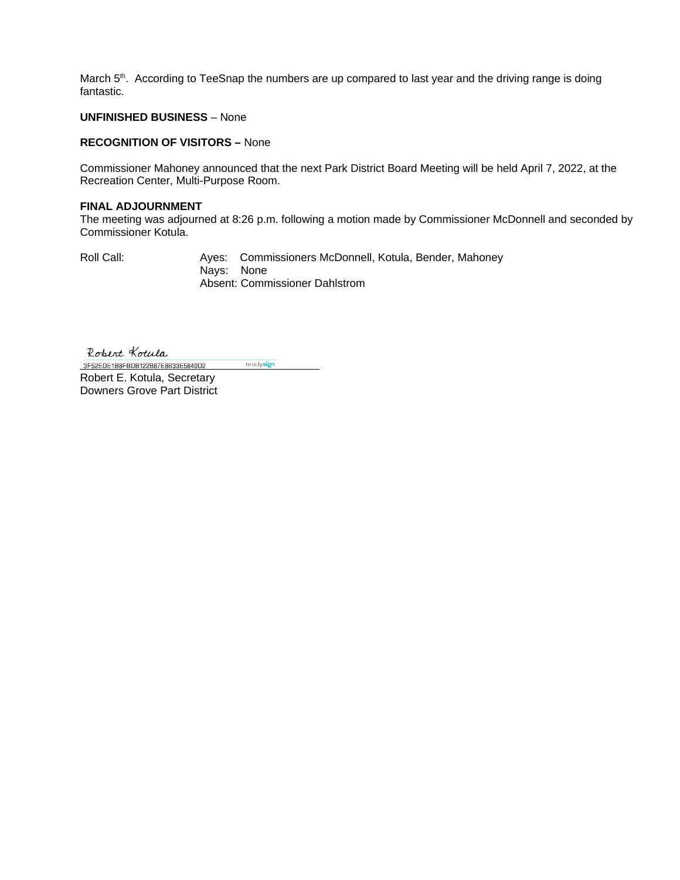March 5th. According to TeeSnap the numbers are up compared to last year and the driving range is doing fantastic.

**UNFINISHED BUSINESS** – None

**RECOGNITION OF VISITORS –** None

Commissioner Mahoney announced that the next Park District Board Meeting will be held April 7, 2022, at the Recreation Center, Multi-Purpose Room.

**FINAL ADJOURNMENT**

The meeting was adjourned at 8:26 p.m. following a motion made by Commissioner McDonnell and seconded by Commissioner Kotula.

Roll Call: Ayes: Commissioners McDonnell, Kotula, Bender, Mahoney
Nays: None
Absent: Commissioner Dahlstrom

Robert Kotula
3F52EDE1B8FBDB122B87E8B33E5840D2 readysign

Robert E. Kotula, Secretary
Downers Grove Part District